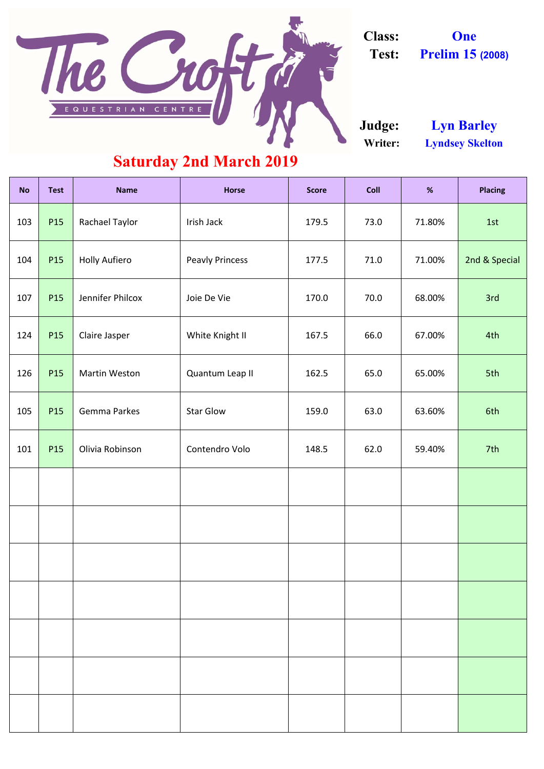# The Croft Equestrian Centre

**Class:** One
**Test:** Prelim 15 (2008)

**Judge:** Lyn Barley
**Writer:** Lyndsey Skelton

## Saturday 2nd March 2019

| No | Test | Name | Horse | Score | Coll | % | Placing |
|---|---|---|---|---|---|---|---|
| 103 | P15 | Rachael Taylor | Irish Jack | 179.5 | 73.0 | 71.80% | 1st |
| 104 | P15 | Holly Aufiero | Peavly Princess | 177.5 | 71.0 | 71.00% | 2nd & Special |
| 107 | P15 | Jennifer Philcox | Joie De Vie | 170.0 | 70.0 | 68.00% | 3rd |
| 124 | P15 | Claire Jasper | White Knight II | 167.5 | 66.0 | 67.00% | 4th |
| 126 | P15 | Martin Weston | Quantum Leap II | 162.5 | 65.0 | 65.00% | 5th |
| 105 | P15 | Gemma Parkes | Star Glow | 159.0 | 63.0 | 63.60% | 6th |
| 101 | P15 | Olivia Robinson | Contendro Volo | 148.5 | 62.0 | 59.40% | 7th |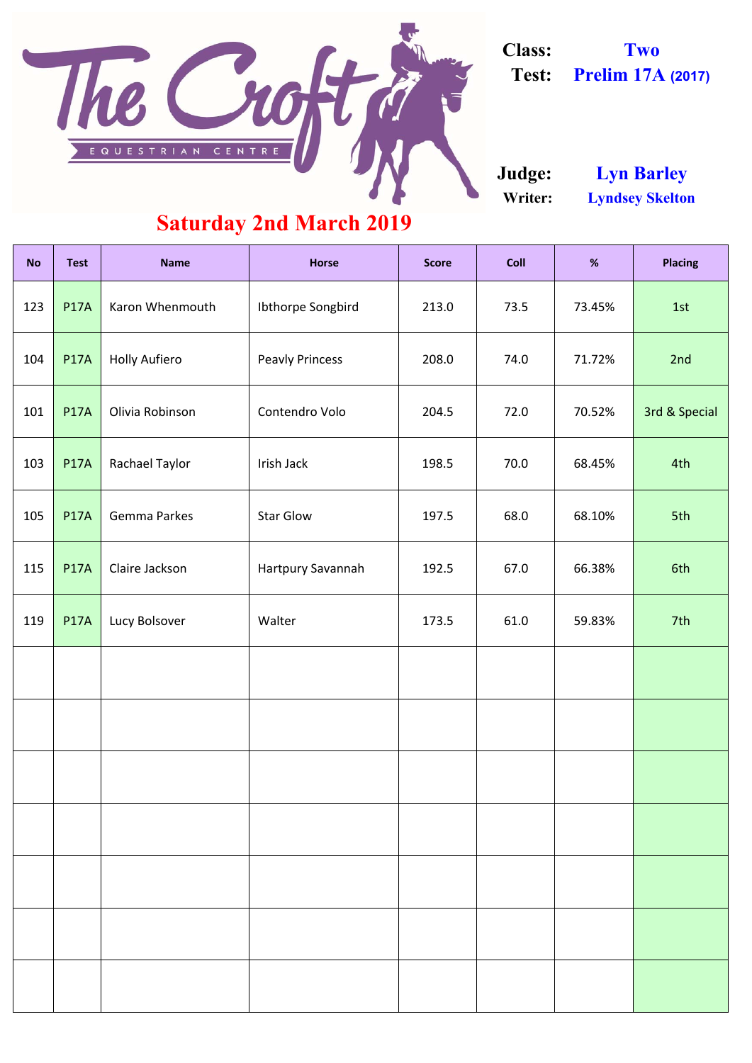**The Croft** EQUESTRIAN CENTRE

**Class:** Two
**Test:** Prelim 17A (2017)

**Judge:** Lyn Barley
**Writer:** Lyndsey Skelton

## Saturday 2nd March 2019

| No | Test | Name | Horse | Score | Coll | % | Placing |
|---|---|---|---|---|---|---|---|
| 123 | P17A | Karon Whenmouth | Ibthorpe Songbird | 213.0 | 73.5 | 73.45% | 1st |
| 104 | P17A | Holly Aufiero | Peavly Princess | 208.0 | 74.0 | 71.72% | 2nd |
| 101 | P17A | Olivia Robinson | Contendro Volo | 204.5 | 72.0 | 70.52% | 3rd & Special |
| 103 | P17A | Rachael Taylor | Irish Jack | 198.5 | 70.0 | 68.45% | 4th |
| 105 | P17A | Gemma Parkes | Star Glow | 197.5 | 68.0 | 68.10% | 5th |
| 115 | P17A | Claire Jackson | Hartpury Savannah | 192.5 | 67.0 | 66.38% | 6th |
| 119 | P17A | Lucy Bolsover | Walter | 173.5 | 61.0 | 59.83% | 7th |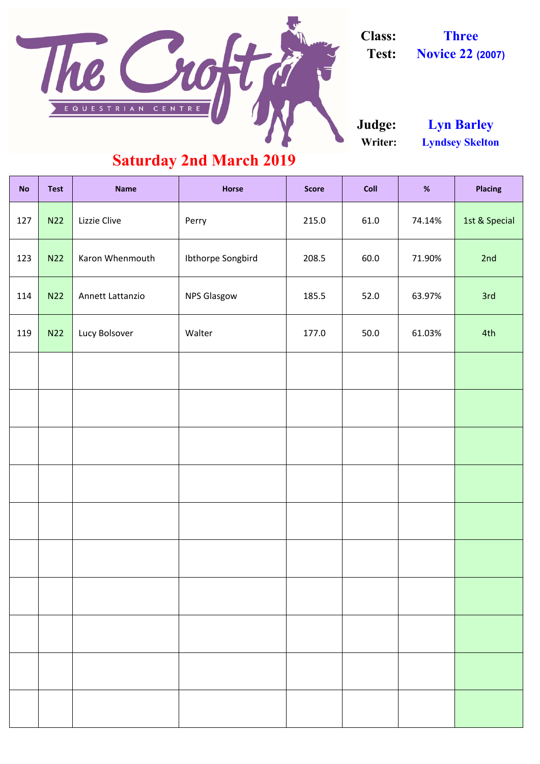# The Croft Equestrian Centre

**Class:** Three
**Test:** Novice 22 (2007)

**Judge:** Lyn Barley
**Writer:** Lyndsey Skelton

## Saturday 2nd March 2019

| No | Test | Name | Horse | Score | Coll | % | Placing |
|---|---|---|---|---|---|---|---|
| 127 | N22 | Lizzie Clive | Perry | 215.0 | 61.0 | 74.14% | 1st & Special |
| 123 | N22 | Karon Whenmouth | Ibthorpe Songbird | 208.5 | 60.0 | 71.90% | 2nd |
| 114 | N22 | Annett Lattanzio | NPS Glasgow | 185.5 | 52.0 | 63.97% | 3rd |
| 119 | N22 | Lucy Bolsover | Walter | 177.0 | 50.0 | 61.03% | 4th |
| | | | | | | | |
| | | | | | | | |
| | | | | | | | |
| | | | | | | | |
| | | | | | | | |
| | | | | | | | |
| | | | | | | | |
| | | | | | | | |
| | | | | | | | |
| | | | | | | | |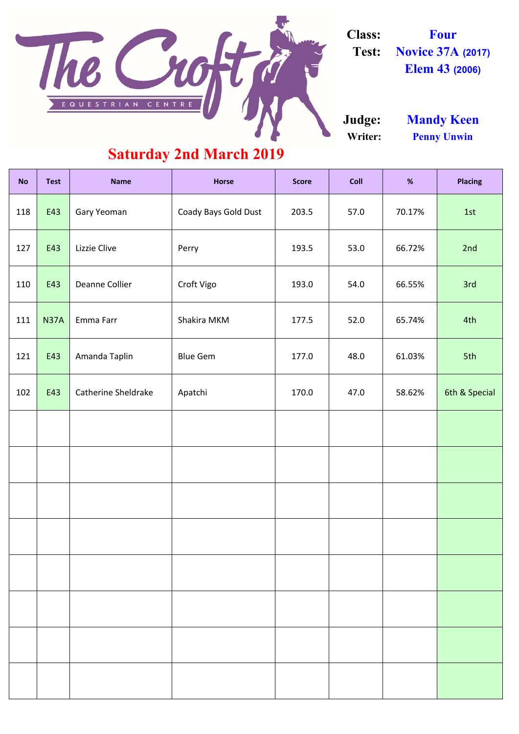# The Croft Equestrian Centre

**Class:** Four
**Test:** Novice 37A (2017)
Elem 43 (2006)

**Judge:** Mandy Keen
**Writer:** Penny Unwin

## Saturday 2nd March 2019

| No | Test | Name | Horse | Score | Coll | % | Placing |
|---|---|---|---|---|---|---|---|
| 118 | E43 | Gary Yeoman | Coady Bays Gold Dust | 203.5 | 57.0 | 70.17% | 1st |
| 127 | E43 | Lizzie Clive | Perry | 193.5 | 53.0 | 66.72% | 2nd |
| 110 | E43 | Deanne Collier | Croft Vigo | 193.0 | 54.0 | 66.55% | 3rd |
| 111 | N37A | Emma Farr | Shakira MKM | 177.5 | 52.0 | 65.74% | 4th |
| 121 | E43 | Amanda Taplin | Blue Gem | 177.0 | 48.0 | 61.03% | 5th |
| 102 | E43 | Catherine Sheldrake | Apatchi | 170.0 | 47.0 | 58.62% | 6th & Special |
| | | | | | | | |
| | | | | | | | |
| | | | | | | | |
| | | | | | | | |
| | | | | | | | |
| | | | | | | | |
| | | | | | | | |
| | | | | | | | |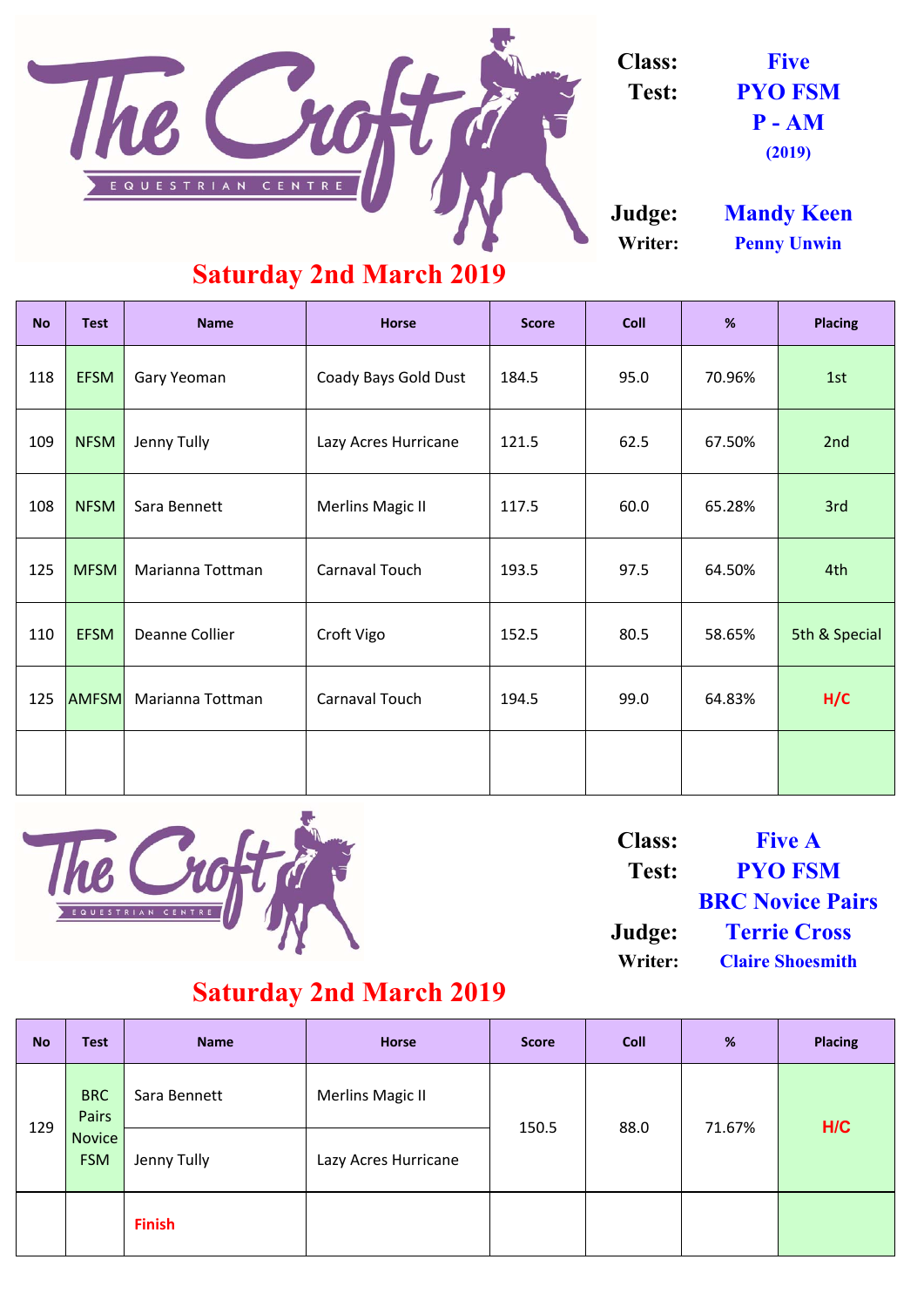# The Croft Equestrian Centre

**Class:** Five
**Test:** PYO FSM P - AM (2019)

**Judge:** Mandy Keen
**Writer:** Penny Unwin

## Saturday 2nd March 2019

| No | Test | Name | Horse | Score | Coll | % | Placing |
|---|---|---|---|---|---|---|---|
| 118 | EFSM | Gary Yeoman | Coady Bays Gold Dust | 184.5 | 95.0 | 70.96% | 1st |
| 109 | NFSM | Jenny Tully | Lazy Acres Hurricane | 121.5 | 62.5 | 67.50% | 2nd |
| 108 | NFSM | Sara Bennett | Merlins Magic II | 117.5 | 60.0 | 65.28% | 3rd |
| 125 | MFSM | Marianna Tottman | Carnaval Touch | 193.5 | 97.5 | 64.50% | 4th |
| 110 | EFSM | Deanne Collier | Croft Vigo | 152.5 | 80.5 | 58.65% | 5th & Special |
| 125 | AMFSM | Marianna Tottman | Carnaval Touch | 194.5 | 99.0 | 64.83% | H/C |
| | | | | | | | |

# The Croft Equestrian Centre

**Class:** Five A
**Test:** PYO FSM BRC Novice Pairs
**Judge:** Terrie Cross
**Writer:** Claire Shoesmith

## Saturday 2nd March 2019

| No | Test | Name | Horse | Score | Coll | % | Placing |
|---|---|---|---|---|---|---|---|
| 129 | BRC Pairs Novice FSM | Sara Bennett | Merlins Magic II | 150.5 | 88.0 | 71.67% | H/C |
| | | Jenny Tully | Lazy Acres Hurricane | | | | |
| | | Finish | | | | | |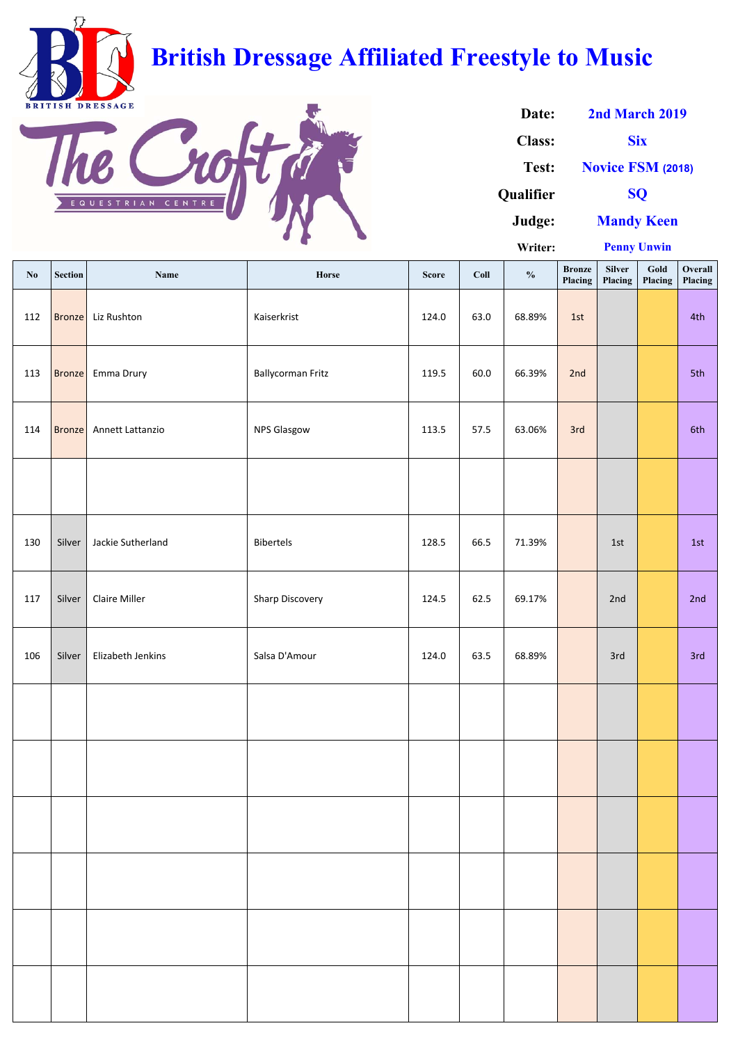# British Dressage Affiliated Freestyle to Music

BRITISH DRESSAGE

The Croft EQUESTRIAN CENTRE

**Date:** 2nd March 2019

**Class:** Six

**Test:** Novice FSM (2018)

**Qualifier** SQ

**Judge:** Mandy Keen

**Writer:** Penny Unwin

| No | Section | Name | Horse | Score | Coll | % | Bronze Placing | Silver Placing | Gold Placing | Overall Placing |
|---|---|---|---|---|---|---|---|---|---|---|
| 112 | Bronze | Liz Rushton | Kaiserkrist | 124.0 | 63.0 | 68.89% | 1st | | | 4th |
| 113 | Bronze | Emma Drury | Ballycorman Fritz | 119.5 | 60.0 | 66.39% | 2nd | | | 5th |
| 114 | Bronze | Annett Lattanzio | NPS Glasgow | 113.5 | 57.5 | 63.06% | 3rd | | | 6th |
| | | | | | | | | | | |
| 130 | Silver | Jackie Sutherland | Bibertels | 128.5 | 66.5 | 71.39% | | 1st | | 1st |
| 117 | Silver | Claire Miller | Sharp Discovery | 124.5 | 62.5 | 69.17% | | 2nd | | 2nd |
| 106 | Silver | Elizabeth Jenkins | Salsa D'Amour | 124.0 | 63.5 | 68.89% | | 3rd | | 3rd |
| | | | | | | | | | | |
| | | | | | | | | | | |
| | | | | | | | | | | |
| | | | | | | | | | | |
| | | | | | | | | | | |
| | | | | | | | | | | |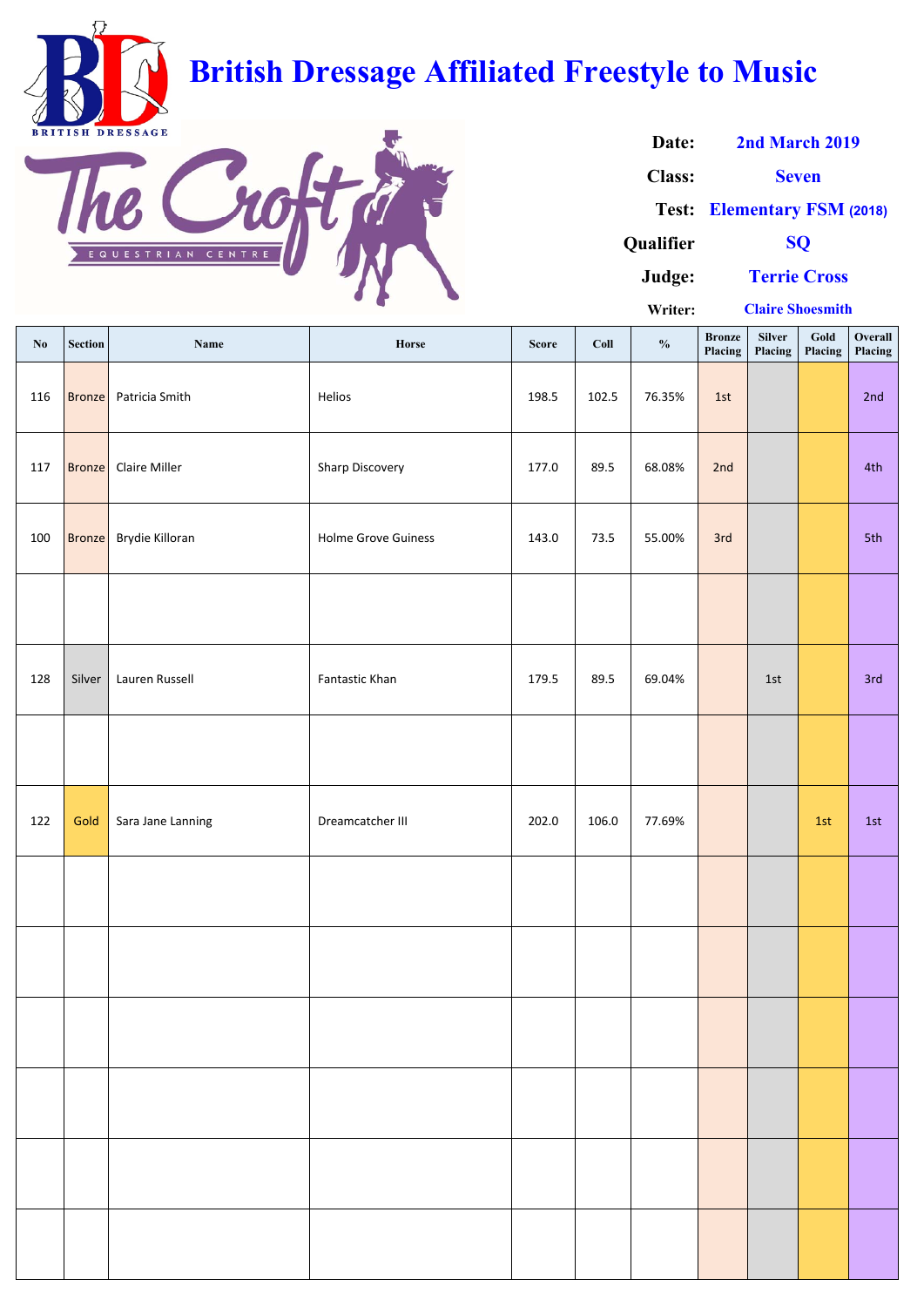# British Dressage Affiliated Freestyle to Music

BRITISH DRESSAGE

The Croft EQUESTRIAN CENTRE

**Date:** 2nd March 2019
**Class:** Seven
**Test:** Elementary FSM (2018)
**Qualifier** SQ
**Judge:** Terrie Cross
**Writer:** Claire Shoesmith

| No | Section | Name | Horse | Score | Coll | % | Bronze Placing | Silver Placing | Gold Placing | Overall Placing |
|---|---|---|---|---|---|---|---|---|---|---|
| 116 | Bronze | Patricia Smith | Helios | 198.5 | 102.5 | 76.35% | 1st | | | 2nd |
| 117 | Bronze | Claire Miller | Sharp Discovery | 177.0 | 89.5 | 68.08% | 2nd | | | 4th |
| 100 | Bronze | Brydie Killoran | Holme Grove Guiness | 143.0 | 73.5 | 55.00% | 3rd | | | 5th |
| | | | | | | | | | | |
| 128 | Silver | Lauren Russell | Fantastic Khan | 179.5 | 89.5 | 69.04% | | 1st | | 3rd |
| | | | | | | | | | | |
| 122 | Gold | Sara Jane Lanning | Dreamcatcher III | 202.0 | 106.0 | 77.69% | | | 1st | 1st |
| | | | | | | | | | | |
| | | | | | | | | | | |
| | | | | | | | | | | |
| | | | | | | | | | | |
| | | | | | | | | | | |
| | | | | | | | | | | |